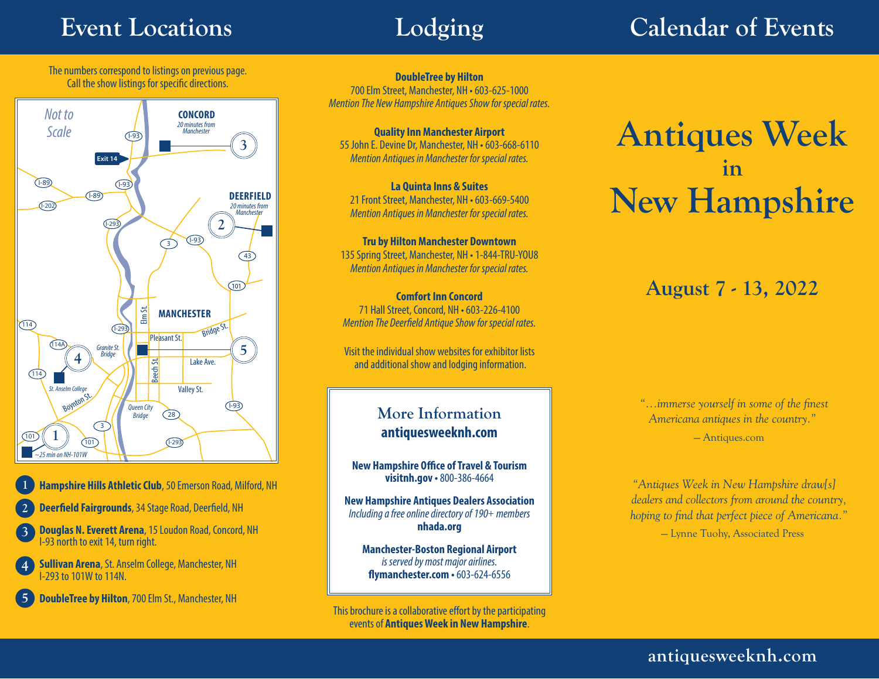# Event Locations

The numbers correspond to listings on previous page.
Call the show listings for specific directions.

1. **Hampshire Hills Athletic Club**, 50 Emerson Road, Milford, NH
2. **Deerfield Fairgrounds**, 34 Stage Road, Deerfield, NH
3. **Douglas N. Everett Arena**, 15 Loudon Road, Concord, NH
   I-93 north to exit 14, turn right.
4. **Sullivan Arena**, St. Anselm College, Manchester, NH
   I-293 to 101W to 114N.
5. **DoubleTree by Hilton**, 700 Elm St., Manchester, NH

# Lodging

**DoubleTree by Hilton**
700 Elm Street, Manchester, NH • 603-625-1000
*Mention The New Hampshire Antiques Show for special rates.*

**Quality Inn Manchester Airport**
55 John E. Devine Dr, Manchester, NH • 603-668-6110
*Mention Antiques in Manchester for special rates.*

**La Quinta Inns & Suites**
21 Front Street, Manchester, NH • 603-669-5400
*Mention Antiques in Manchester for special rates.*

**Tru by Hilton Manchester Downtown**
135 Spring Street, Manchester, NH • 1-844-TRU-YOU8
*Mention Antiques in Manchester for special rates.*

**Comfort Inn Concord**
71 Hall Street, Concord, NH • 603-226-4100
*Mention The Deerfield Antique Show for special rates.*

Visit the individual show websites for exhibitor lists and additional show and lodging information.

## More Information

**antiquesweeknh.com**

**New Hampshire Office of Travel & Tourism**
**visitnh.gov** • 800-386-4664

**New Hampshire Antiques Dealers Association**
*Including a free online directory of 190+ members*
**nhada.org**

**Manchester-Boston Regional Airport**
*is served by most major airlines.*
**flymanchester.com** • 603-624-6556

This brochure is a collaborative effort by the participating events of **Antiques Week in New Hampshire**.

# Calendar of Events

# Antiques Week in New Hampshire

## August 7 - 13, 2022

*"…immerse yourself in some of the finest Americana antiques in the country."*
– Antiques.com

*"Antiques Week in New Hampshire draw[s] dealers and collectors from around the country, hoping to find that perfect piece of Americana."*
– Lynne Tuohy, Associated Press

antiquesweeknh.com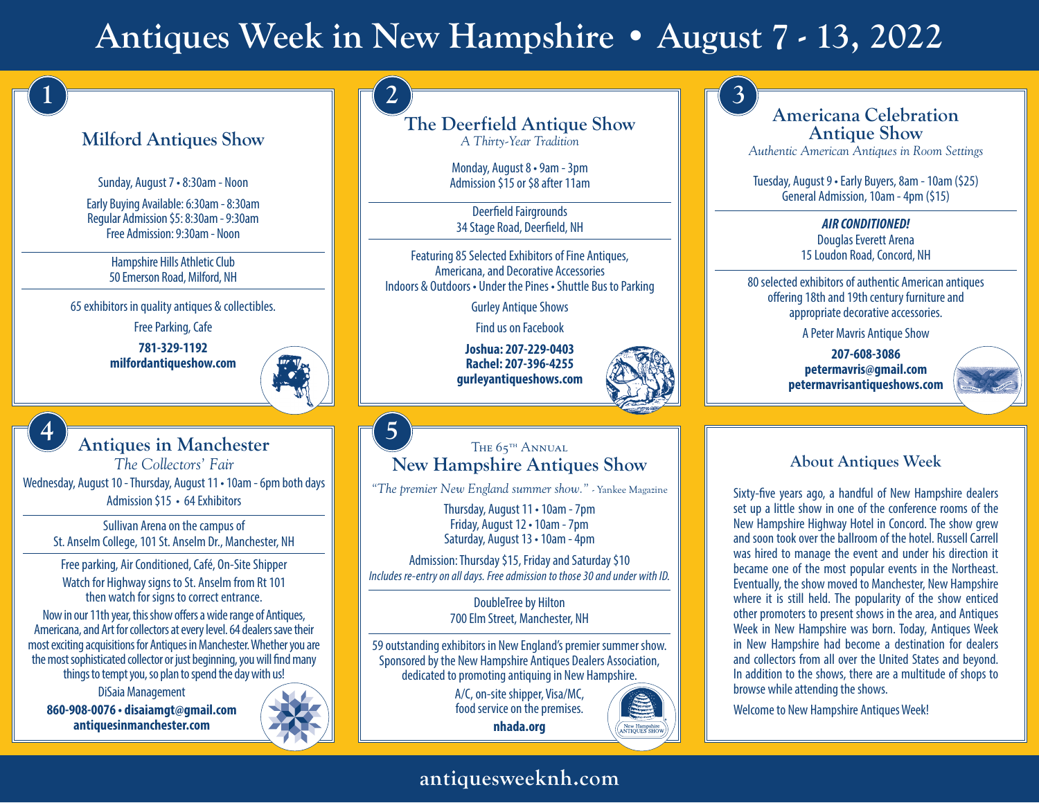# Antiques Week in New Hampshire • August 7 - 13, 2022

## 1

### Milford Antiques Show

Sunday, August 7 • 8:30am - Noon

Early Buying Available: 6:30am - 8:30am
Regular Admission $5: 8:30am - 9:30am
Free Admission: 9:30am - Noon

Hampshire Hills Athletic Club
50 Emerson Road, Milford, NH

65 exhibitors in quality antiques & collectibles.

Free Parking, Cafe

**781-329-1192**
**milfordantiqueshow.com**

## 2

### The Deerfield Antique Show

*A Thirty-Year Tradition*

Monday, August 8 • 9am - 3pm
Admission $15 or $8 after 11am

Deerfield Fairgrounds
34 Stage Road, Deerfield, NH

Featuring 85 Selected Exhibitors of Fine Antiques, Americana, and Decorative Accessories
Indoors & Outdoors • Under the Pines • Shuttle Bus to Parking

Gurley Antique Shows

Find us on Facebook

**Joshua: 207-229-0403**
**Rachel: 207-396-4255**
**gurleyantiqueshows.com**

## 3

### Americana Celebration Antique Show

*Authentic American Antiques in Room Settings*

Tuesday, August 9 • Early Buyers, 8am - 10am ($25)
General Admission, 10am - 4pm ($15)

***AIR CONDITIONED!***
Douglas Everett Arena
15 Loudon Road, Concord, NH

80 selected exhibitors of authentic American antiques offering 18th and 19th century furniture and appropriate decorative accessories.

A Peter Mavris Antique Show

**207-608-3086**
**petermavris@gmail.com**
**petermavrisantiqueshows.com**

## 4

### Antiques in Manchester

*The Collectors' Fair*

Wednesday, August 10 - Thursday, August 11 • 10am - 6pm both days
Admission $15 • 64 Exhibitors

Sullivan Arena on the campus of
St. Anselm College, 101 St. Anselm Dr., Manchester, NH

Free parking, Air Conditioned, Café, On-Site Shipper

Watch for Highway signs to St. Anselm from Rt 101 then watch for signs to correct entrance.

Now in our 11th year, this show offers a wide range of Antiques, Americana, and Art for collectors at every level. 64 dealers save their most exciting acquisitions for Antiques in Manchester. Whether you are the most sophisticated collector or just beginning, you will find many things to tempt you, so plan to spend the day with us!

DiSaia Management

**860-908-0076 • disaiamgt@gmail.com**
**antiquesinmanchester.com**

## 5

The 65th Annual

### New Hampshire Antiques Show

*"The premier New England summer show."* - Yankee Magazine

Thursday, August 11 • 10am - 7pm
Friday, August 12 • 10am - 7pm
Saturday, August 13 • 10am - 4pm

Admission: Thursday $15, Friday and Saturday $10
*Includes re-entry on all days. Free admission to those 30 and under with ID.*

DoubleTree by Hilton
700 Elm Street, Manchester, NH

59 outstanding exhibitors in New England's premier summer show. Sponsored by the New Hampshire Antiques Dealers Association, dedicated to promoting antiquing in New Hampshire.

A/C, on-site shipper, Visa/MC, food service on the premises.

**nhada.org**

### About Antiques Week

Sixty-five years ago, a handful of New Hampshire dealers set up a little show in one of the conference rooms of the New Hampshire Highway Hotel in Concord. The show grew and soon took over the ballroom of the hotel. Russell Carrell was hired to manage the event and under his direction it became one of the most popular events in the Northeast. Eventually, the show moved to Manchester, New Hampshire where it is still held. The popularity of the show enticed other promoters to present shows in the area, and Antiques Week in New Hampshire was born. Today, Antiques Week in New Hampshire had become a destination for dealers and collectors from all over the United States and beyond. In addition to the shows, there are a multitude of shops to browse while attending the shows.

Welcome to New Hampshire Antiques Week!

antiquesweeknh.com